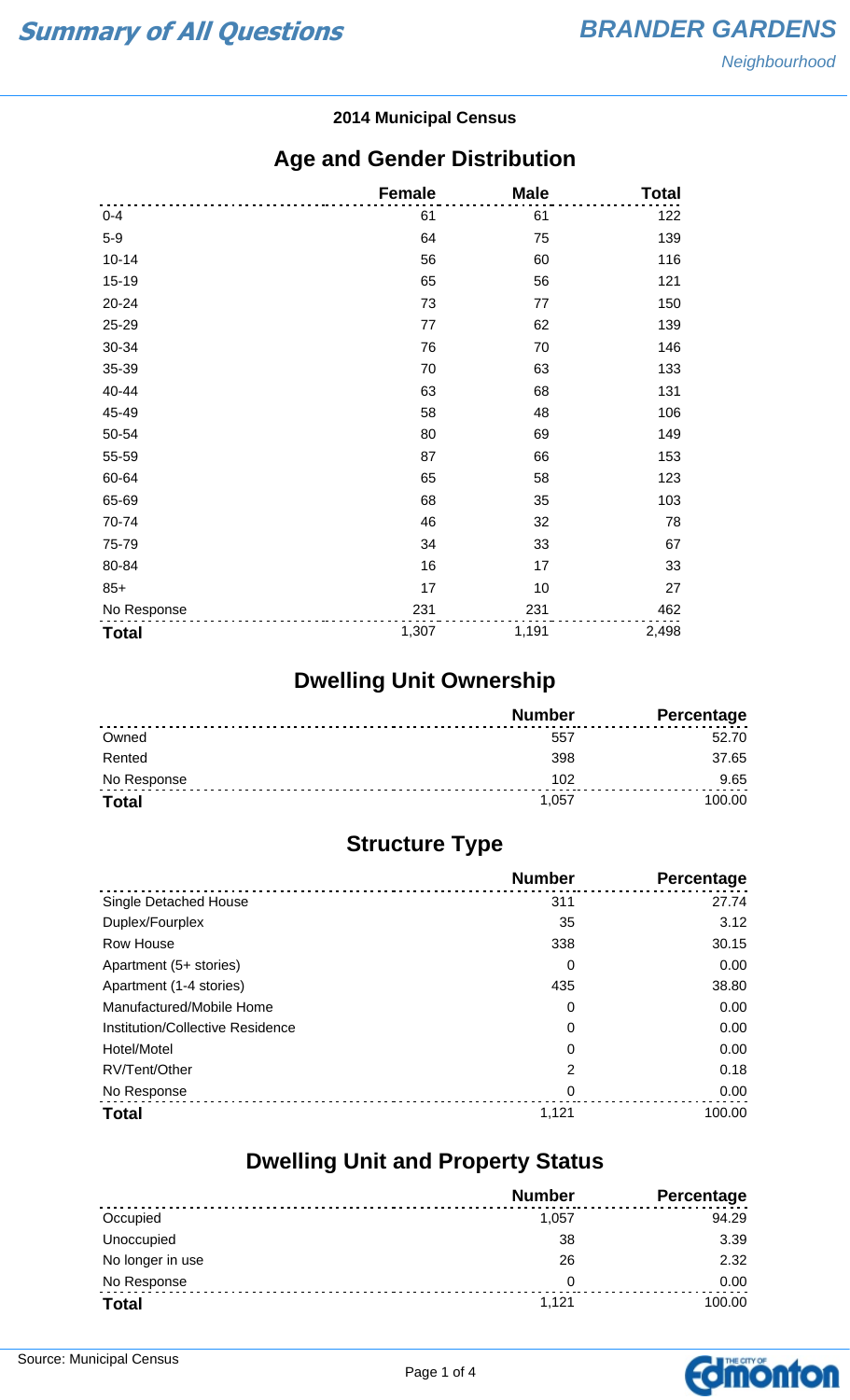# Summary of All Questions

## BRANDER GARDENS

*Neighbourhood*

**2014 Municipal Census**

## Age and Gender Distribution

| | Female | Male | Total |
|---|---|---|---|
| 0-4 | 61 | 61 | 122 |
| 5-9 | 64 | 75 | 139 |
| 10-14 | 56 | 60 | 116 |
| 15-19 | 65 | 56 | 121 |
| 20-24 | 73 | 77 | 150 |
| 25-29 | 77 | 62 | 139 |
| 30-34 | 76 | 70 | 146 |
| 35-39 | 70 | 63 | 133 |
| 40-44 | 63 | 68 | 131 |
| 45-49 | 58 | 48 | 106 |
| 50-54 | 80 | 69 | 149 |
| 55-59 | 87 | 66 | 153 |
| 60-64 | 65 | 58 | 123 |
| 65-69 | 68 | 35 | 103 |
| 70-74 | 46 | 32 | 78 |
| 75-79 | 34 | 33 | 67 |
| 80-84 | 16 | 17 | 33 |
| 85+ | 17 | 10 | 27 |
| No Response | 231 | 231 | 462 |
| **Total** | 1,307 | 1,191 | 2,498 |

## Dwelling Unit Ownership

| | Number | Percentage |
|---|---|---|
| Owned | 557 | 52.70 |
| Rented | 398 | 37.65 |
| No Response | 102 | 9.65 |
| **Total** | 1,057 | 100.00 |

## Structure Type

| | Number | Percentage |
|---|---|---|
| Single Detached House | 311 | 27.74 |
| Duplex/Fourplex | 35 | 3.12 |
| Row House | 338 | 30.15 |
| Apartment (5+ stories) | 0 | 0.00 |
| Apartment (1-4 stories) | 435 | 38.80 |
| Manufactured/Mobile Home | 0 | 0.00 |
| Institution/Collective Residence | 0 | 0.00 |
| Hotel/Motel | 0 | 0.00 |
| RV/Tent/Other | 2 | 0.18 |
| No Response | 0 | 0.00 |
| **Total** | 1,121 | 100.00 |

## Dwelling Unit and Property Status

| | Number | Percentage |
|---|---|---|
| Occupied | 1,057 | 94.29 |
| Unoccupied | 38 | 3.39 |
| No longer in use | 26 | 2.32 |
| No Response | 0 | 0.00 |
| **Total** | 1,121 | 100.00 |

Source: Municipal Census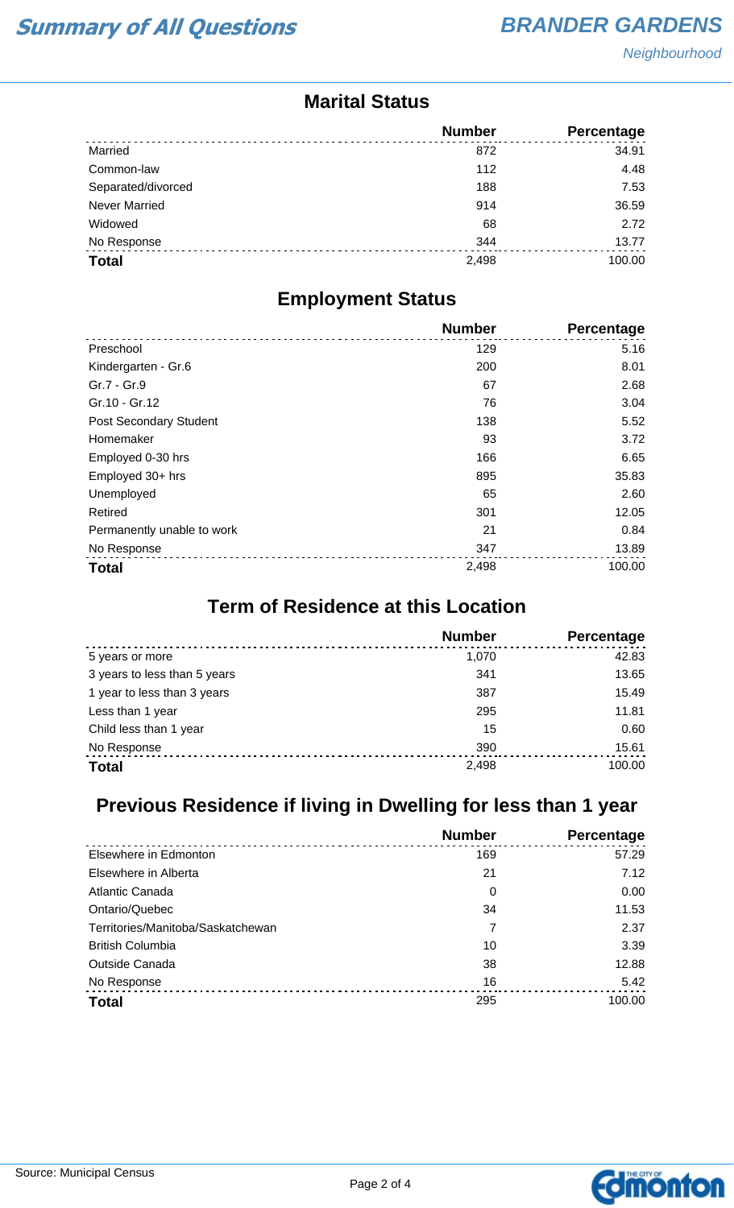## Marital Status

| | Number | Percentage |
|---|---|---|
| Married | 872 | 34.91 |
| Common-law | 112 | 4.48 |
| Separated/divorced | 188 | 7.53 |
| Never Married | 914 | 36.59 |
| Widowed | 68 | 2.72 |
| No Response | 344 | 13.77 |
| **Total** | 2,498 | 100.00 |

## Employment Status

| | Number | Percentage |
|---|---|---|
| Preschool | 129 | 5.16 |
| Kindergarten - Gr.6 | 200 | 8.01 |
| Gr.7 - Gr.9 | 67 | 2.68 |
| Gr.10 - Gr.12 | 76 | 3.04 |
| Post Secondary Student | 138 | 5.52 |
| Homemaker | 93 | 3.72 |
| Employed 0-30 hrs | 166 | 6.65 |
| Employed 30+ hrs | 895 | 35.83 |
| Unemployed | 65 | 2.60 |
| Retired | 301 | 12.05 |
| Permanently unable to work | 21 | 0.84 |
| No Response | 347 | 13.89 |
| **Total** | 2,498 | 100.00 |

## Term of Residence at this Location

| | Number | Percentage |
|---|---|---|
| 5 years or more | 1,070 | 42.83 |
| 3 years to less than 5 years | 341 | 13.65 |
| 1 year to less than 3 years | 387 | 15.49 |
| Less than 1 year | 295 | 11.81 |
| Child less than 1 year | 15 | 0.60 |
| No Response | 390 | 15.61 |
| **Total** | 2,498 | 100.00 |

## Previous Residence if living in Dwelling for less than 1 year

| | Number | Percentage |
|---|---|---|
| Elsewhere in Edmonton | 169 | 57.29 |
| Elsewhere in Alberta | 21 | 7.12 |
| Atlantic Canada | 0 | 0.00 |
| Ontario/Quebec | 34 | 11.53 |
| Territories/Manitoba/Saskatchewan | 7 | 2.37 |
| British Columbia | 10 | 3.39 |
| Outside Canada | 38 | 12.88 |
| No Response | 16 | 5.42 |
| **Total** | 295 | 100.00 |

Source: Municipal Census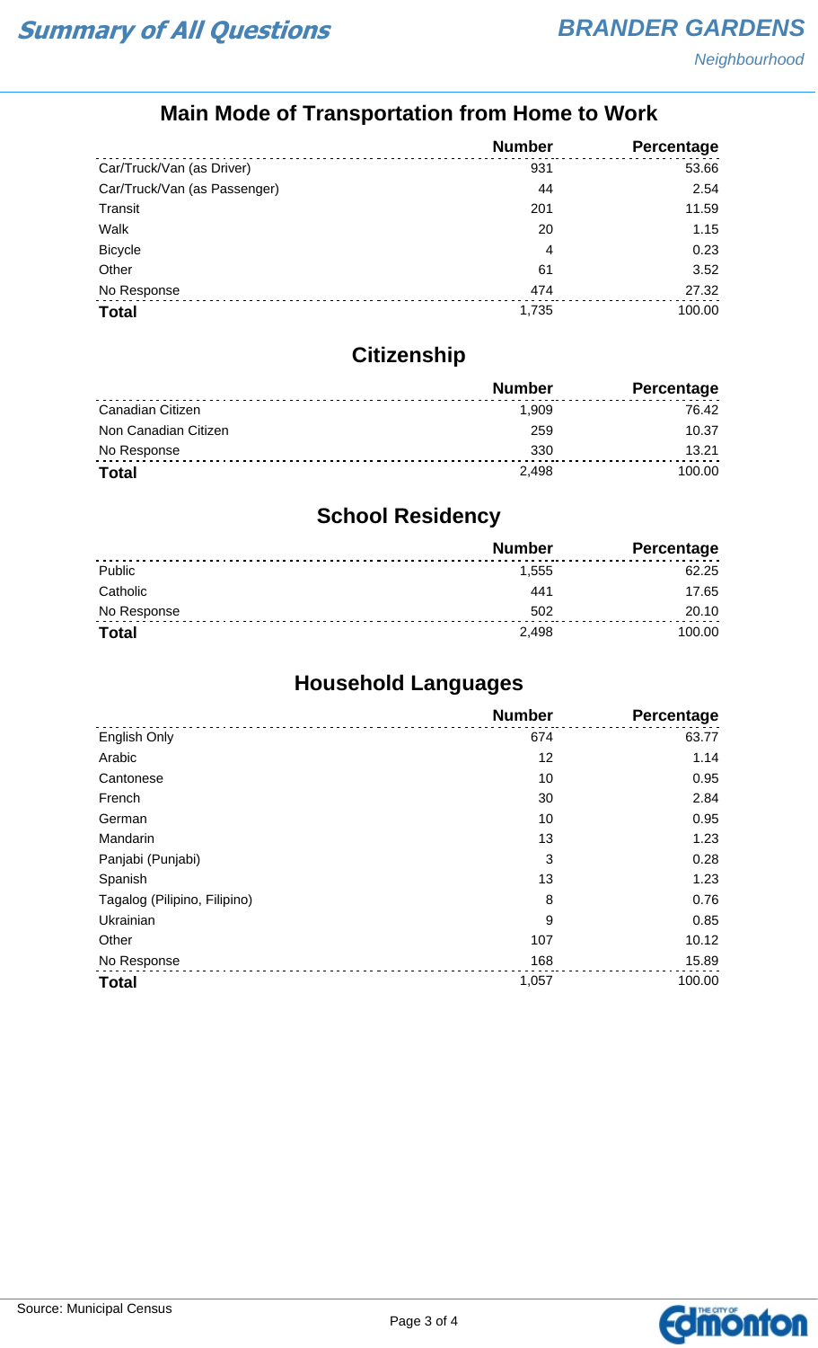## Main Mode of Transportation from Home to Work

| | Number | Percentage |
|---|---|---|
| Car/Truck/Van (as Driver) | 931 | 53.66 |
| Car/Truck/Van (as Passenger) | 44 | 2.54 |
| Transit | 201 | 11.59 |
| Walk | 20 | 1.15 |
| Bicycle | 4 | 0.23 |
| Other | 61 | 3.52 |
| No Response | 474 | 27.32 |
| **Total** | 1,735 | 100.00 |

## Citizenship

| | Number | Percentage |
|---|---|---|
| Canadian Citizen | 1,909 | 76.42 |
| Non Canadian Citizen | 259 | 10.37 |
| No Response | 330 | 13.21 |
| **Total** | 2,498 | 100.00 |

## School Residency

| | Number | Percentage |
|---|---|---|
| Public | 1,555 | 62.25 |
| Catholic | 441 | 17.65 |
| No Response | 502 | 20.10 |
| **Total** | 2,498 | 100.00 |

## Household Languages

| | Number | Percentage |
|---|---|---|
| English Only | 674 | 63.77 |
| Arabic | 12 | 1.14 |
| Cantonese | 10 | 0.95 |
| French | 30 | 2.84 |
| German | 10 | 0.95 |
| Mandarin | 13 | 1.23 |
| Panjabi (Punjabi) | 3 | 0.28 |
| Spanish | 13 | 1.23 |
| Tagalog (Pilipino, Filipino) | 8 | 0.76 |
| Ukrainian | 9 | 0.85 |
| Other | 107 | 10.12 |
| No Response | 168 | 15.89 |
| **Total** | 1,057 | 100.00 |

Source: Municipal Census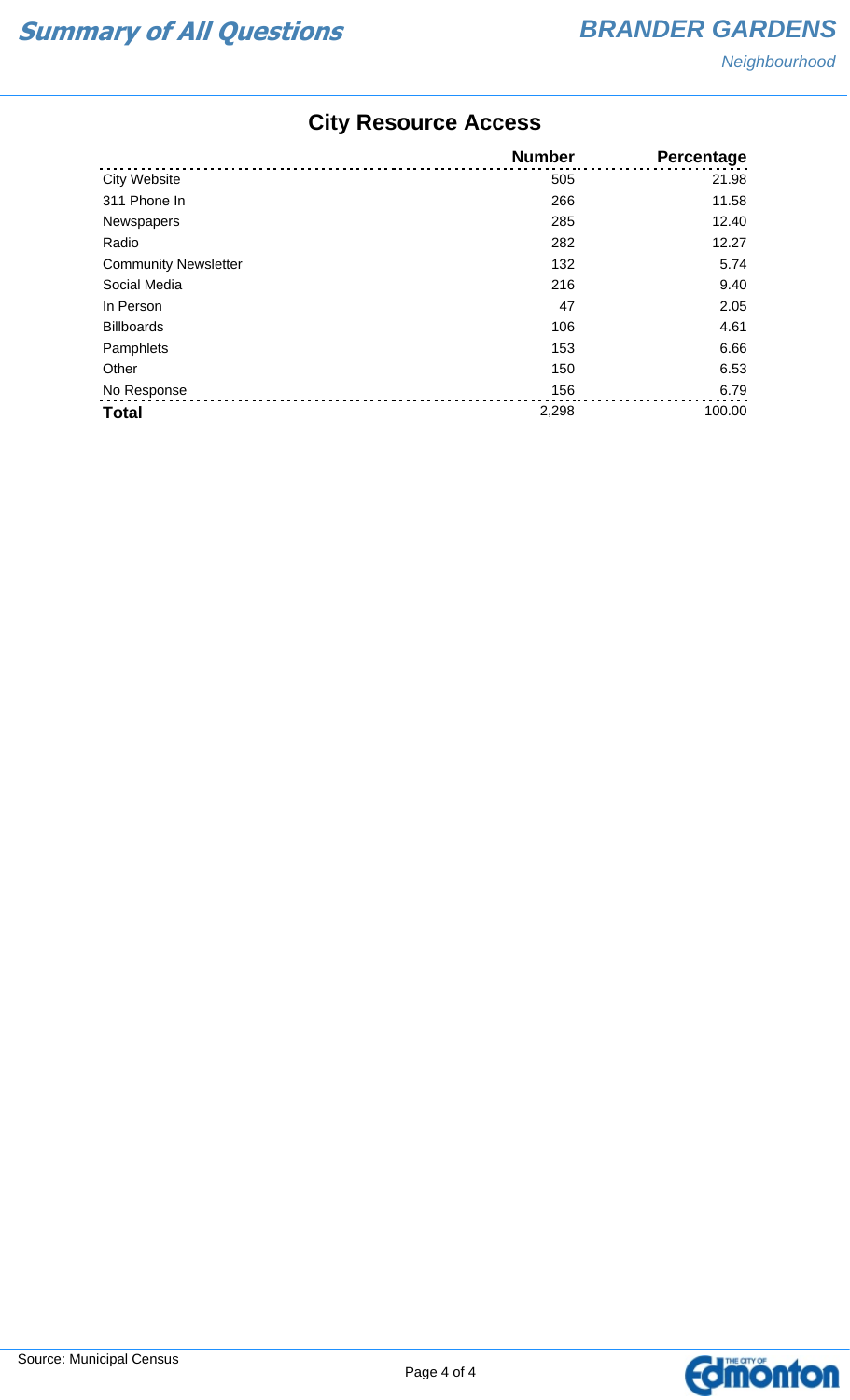## City Resource Access

| | Number | Percentage |
|---|---|---|
| City Website | 505 | 21.98 |
| 311 Phone In | 266 | 11.58 |
| Newspapers | 285 | 12.40 |
| Radio | 282 | 12.27 |
| Community Newsletter | 132 | 5.74 |
| Social Media | 216 | 9.40 |
| In Person | 47 | 2.05 |
| Billboards | 106 | 4.61 |
| Pamphlets | 153 | 6.66 |
| Other | 150 | 6.53 |
| No Response | 156 | 6.79 |
| **Total** | 2,298 | 100.00 |

Source: Municipal Census